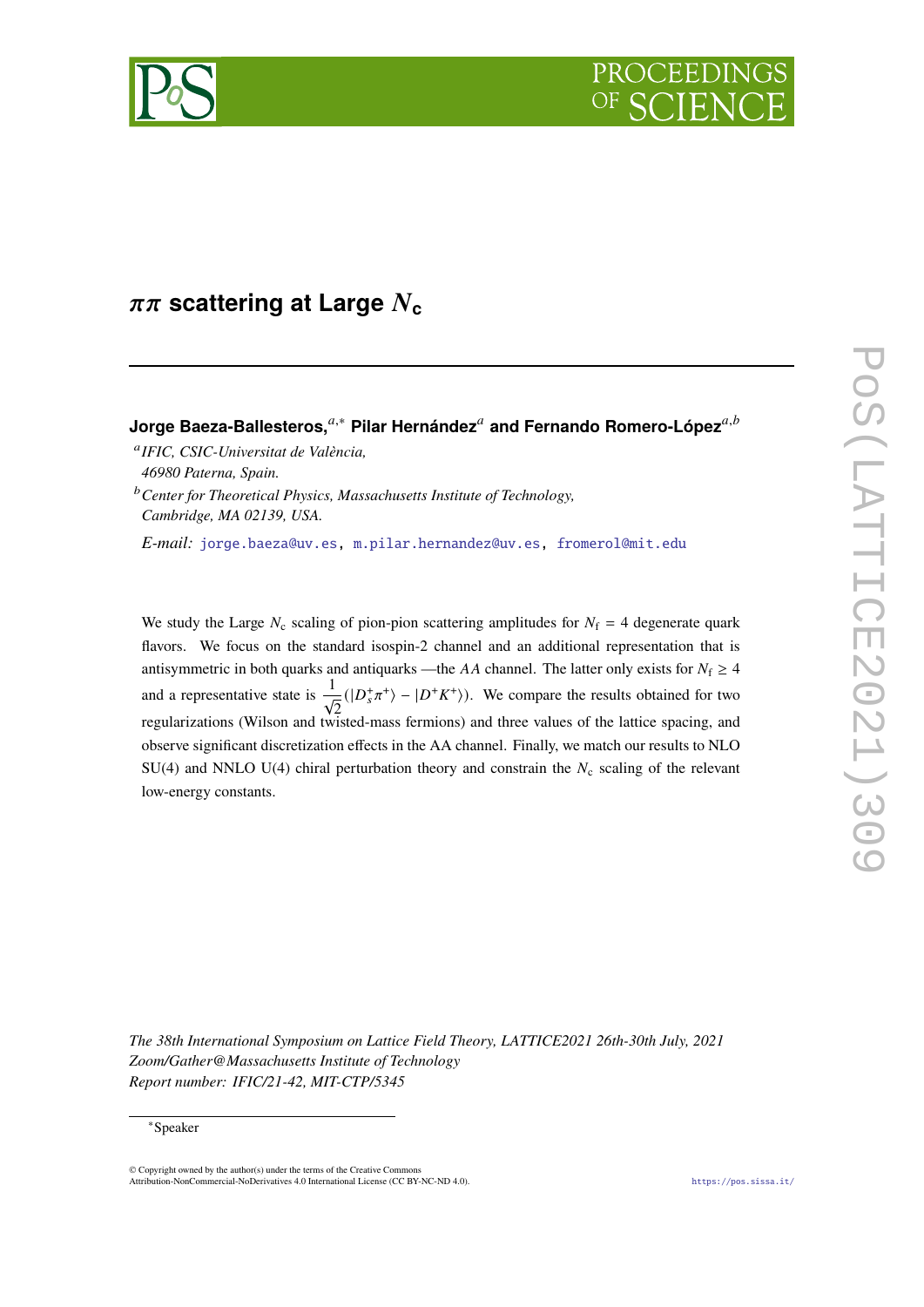# $\pi\pi$ scattering at Large $N_c$

**Jorge Baeza-Ballesteros,**[a,*] **Pilar Hernández**[a] **and Fernando Romero-López**[a,b]

[a] *IFIC, CSIC-Universitat de València, 46980 Paterna, Spain.*

[b] *Center for Theoretical Physics, Massachusetts Institute of Technology, Cambridge, MA 02139, USA.*

*E-mail:* jorge.baeza@uv.es, m.pilar.hernandez@uv.es, fromerol@mit.edu

We study the Large $N_c$ scaling of pion-pion scattering amplitudes for $N_f = 4$ degenerate quark flavors. We focus on the standard isospin-2 channel and an additional representation that is antisymmetric in both quarks and antiquarks —the $AA$ channel. The latter only exists for $N_f \geq 4$ and a representative state is $\frac{1}{\sqrt{2}}(|D_s^+\pi^+\rangle - |D^+K^+\rangle)$. We compare the results obtained for two regularizations (Wilson and twisted-mass fermions) and three values of the lattice spacing, and observe significant discretization effects in the AA channel. Finally, we match our results to NLO SU(4) and NNLO U(4) chiral perturbation theory and constrain the $N_c$ scaling of the relevant low-energy constants.

*The 38th International Symposium on Lattice Field Theory, LATTICE2021 26th-30th July, 2021*
*Zoom/Gather@Massachusetts Institute of Technology*
*Report number: IFIC/21-42, MIT-CTP/5345*

---

[*] Speaker

© Copyright owned by the author(s) under the terms of the Creative Commons Attribution-NonCommercial-NoDerivatives 4.0 International License (CC BY-NC-ND 4.0).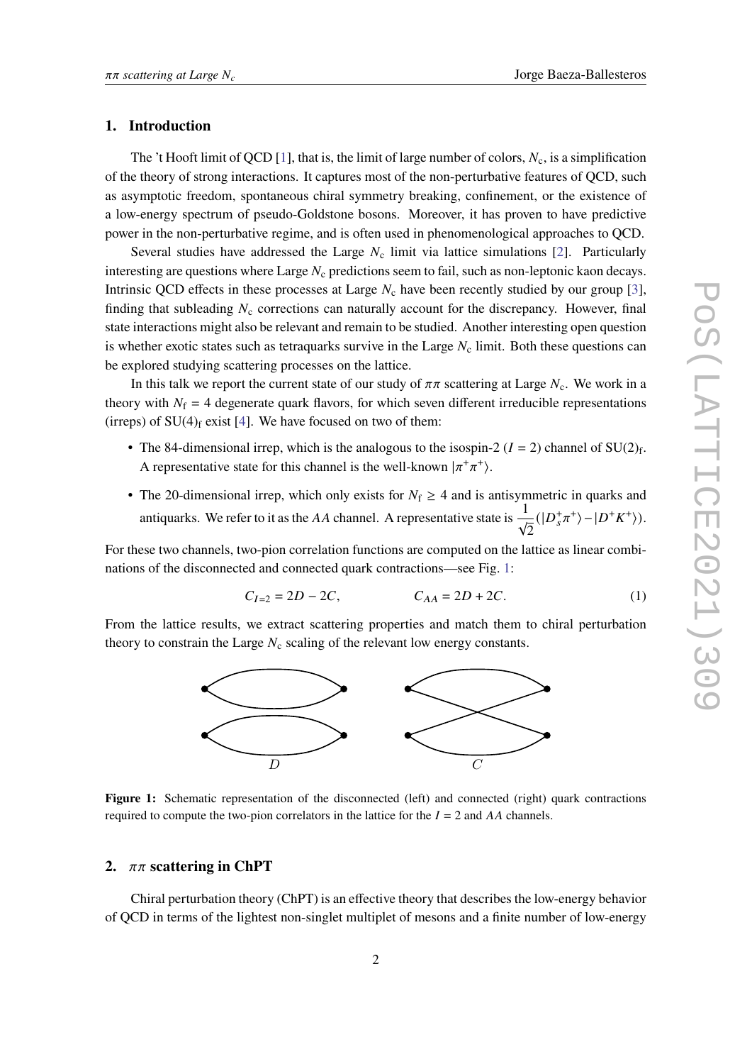## 1. Introduction

The 't Hooft limit of QCD [1], that is, the limit of large number of colors, $N_c$, is a simplification of the theory of strong interactions. It captures most of the non-perturbative features of QCD, such as asymptotic freedom, spontaneous chiral symmetry breaking, confinement, or the existence of a low-energy spectrum of pseudo-Goldstone bosons. Moreover, it has proven to have predictive power in the non-perturbative regime, and is often used in phenomenological approaches to QCD.

Several studies have addressed the Large $N_c$ limit via lattice simulations [2]. Particularly interesting are questions where Large $N_c$ predictions seem to fail, such as non-leptonic kaon decays. Intrinsic QCD effects in these processes at Large $N_c$ have been recently studied by our group [3], finding that subleading $N_c$ corrections can naturally account for the discrepancy. However, final state interactions might also be relevant and remain to be studied. Another interesting open question is whether exotic states such as tetraquarks survive in the Large $N_c$ limit. Both these questions can be explored studying scattering processes on the lattice.

In this talk we report the current state of our study of $\pi\pi$ scattering at Large $N_c$. We work in a theory with $N_f = 4$ degenerate quark flavors, for which seven different irreducible representations (irreps) of $SU(4)_f$ exist [4]. We have focused on two of them:

- The 84-dimensional irrep, which is the analogous to the isospin-2 ($I = 2$) channel of $SU(2)_f$. A representative state for this channel is the well-known $|\pi^+\pi^+\rangle$.
- The 20-dimensional irrep, which only exists for $N_f \geq 4$ and is antisymmetric in quarks and antiquarks. We refer to it as the $AA$ channel. A representative state is $\frac{1}{\sqrt{2}}(|D_s^+\pi^+\rangle - |D^+K^+\rangle)$.

For these two channels, two-pion correlation functions are computed on the lattice as linear combinations of the disconnected and connected quark contractions—see Fig. 1:

$$C_{I=2} = 2D - 2C, \qquad C_{AA} = 2D + 2C. \tag{1}$$

From the lattice results, we extract scattering properties and match them to chiral perturbation theory to constrain the Large $N_c$ scaling of the relevant low energy constants.

**Figure 1:** Schematic representation of the disconnected (left) and connected (right) quark contractions required to compute the two-pion correlators in the lattice for the $I = 2$ and $AA$ channels.

## 2. $\pi\pi$ scattering in ChPT

Chiral perturbation theory (ChPT) is an effective theory that describes the low-energy behavior of QCD in terms of the lightest non-singlet multiplet of mesons and a finite number of low-energy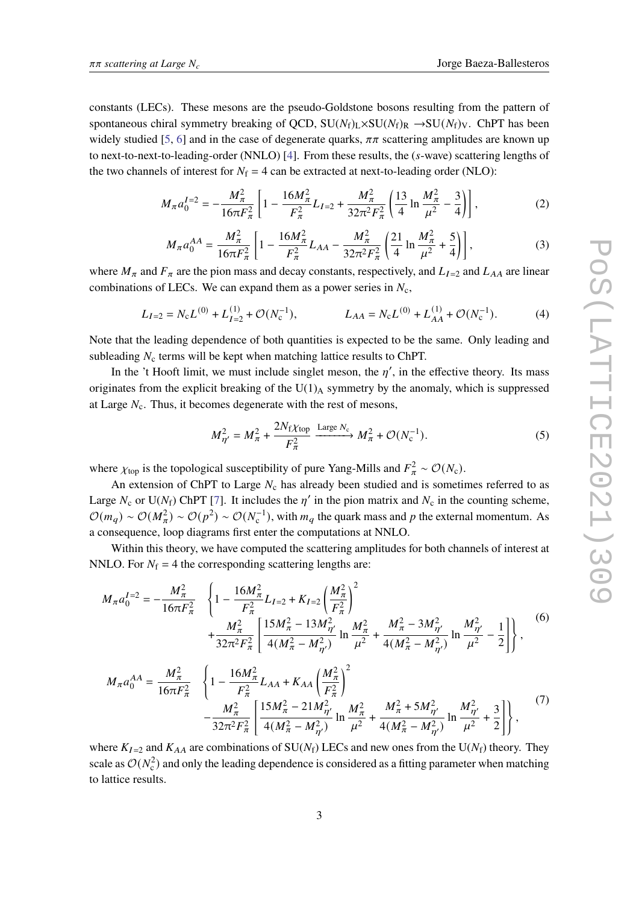constants (LECs). These mesons are the pseudo-Goldstone bosons resulting from the pattern of spontaneous chiral symmetry breaking of QCD, $\mathrm{SU}(N_\mathrm{f})_\mathrm{L}\times\mathrm{SU}(N_\mathrm{f})_\mathrm{R} \to\mathrm{SU}(N_\mathrm{f})_\mathrm{V}$. ChPT has been widely studied [5, 6] and in the case of degenerate quarks, $\pi\pi$ scattering amplitudes are known up to next-to-next-to-leading-order (NNLO) [4]. From these results, the ($s$-wave) scattering lengths of the two channels of interest for $N_\mathrm{f} = 4$ can be extracted at next-to-leading order (NLO):

$$M_\pi a_0^{I=2} = -\frac{M_\pi^2}{16\pi F_\pi^2}\left[1 - \frac{16M_\pi^2}{F_\pi^2}L_{I=2} + \frac{M_\pi^2}{32\pi^2 F_\pi^2}\left(\frac{13}{4}\ln\frac{M_\pi^2}{\mu^2} - \frac{3}{4}\right)\right], \tag{2}$$

$$M_\pi a_0^{AA} = \frac{M_\pi^2}{16\pi F_\pi^2}\left[1 - \frac{16M_\pi^2}{F_\pi^2}L_{AA} - \frac{M_\pi^2}{32\pi^2 F_\pi^2}\left(\frac{21}{4}\ln\frac{M_\pi^2}{\mu^2} + \frac{5}{4}\right)\right], \tag{3}$$

where $M_\pi$ and $F_\pi$ are the pion mass and decay constants, respectively, and $L_{I=2}$ and $L_{AA}$ are linear combinations of LECs. We can expand them as a power series in $N_\mathrm{c}$,

$$L_{I=2} = N_\mathrm{c} L^{(0)} + L^{(1)}_{I=2} + \mathcal{O}(N_\mathrm{c}^{-1}), \qquad\qquad L_{AA} = N_\mathrm{c} L^{(0)} + L^{(1)}_{AA} + \mathcal{O}(N_\mathrm{c}^{-1}). \tag{4}$$

Note that the leading dependence of both quantities is expected to be the same. Only leading and subleading $N_\mathrm{c}$ terms will be kept when matching lattice results to ChPT.

In the 't Hooft limit, we must include singlet meson, the $\eta'$, in the effective theory. Its mass originates from the explicit breaking of the $\mathrm{U}(1)_\mathrm{A}$ symmetry by the anomaly, which is suppressed at Large $N_\mathrm{c}$. Thus, it becomes degenerate with the rest of mesons,

$$M_{\eta'}^2 = M_\pi^2 + \frac{2N_\mathrm{f}\chi_\mathrm{top}}{F_\pi^2} \xrightarrow{\text{Large } N_\mathrm{c}} M_\pi^2 + \mathcal{O}(N_\mathrm{c}^{-1}). \tag{5}$$

where $\chi_\mathrm{top}$ is the topological susceptibility of pure Yang-Mills and $F_\pi^2 \sim \mathcal{O}(N_\mathrm{c})$.

An extension of ChPT to Large $N_\mathrm{c}$ has already been studied and is sometimes referred to as Large $N_\mathrm{c}$ or $\mathrm{U}(N_\mathrm{f})$ ChPT [7]. It includes the $\eta'$ in the pion matrix and $N_\mathrm{c}$ in the counting scheme, $\mathcal{O}(m_q) \sim \mathcal{O}(M_\pi^2) \sim \mathcal{O}(p^2) \sim \mathcal{O}(N_\mathrm{c}^{-1})$, with $m_q$ the quark mass and $p$ the external momentum. As a consequence, loop diagrams first enter the computations at NNLO.

Within this theory, we have computed the scattering amplitudes for both channels of interest at NNLO. For $N_\mathrm{f} = 4$ the corresponding scattering lengths are:

$$\begin{aligned} M_\pi a_0^{I=2} = -\frac{M_\pi^2}{16\pi F_\pi^2} \quad &\left\{1 - \frac{16M_\pi^2}{F_\pi^2}L_{I=2} + K_{I=2}\left(\frac{M_\pi^2}{F_\pi^2}\right)^2 \right.\\ &\left. + \frac{M_\pi^2}{32\pi^2 F_\pi^2}\left[\frac{15M_\pi^2 - 13M_{\eta'}^2}{4(M_\pi^2 - M_{\eta'}^2)}\ln\frac{M_\pi^2}{\mu^2} + \frac{M_\pi^2 - 3M_{\eta'}^2}{4(M_\pi^2 - M_{\eta'}^2)}\ln\frac{M_{\eta'}^2}{\mu^2} - \frac{1}{2}\right]\right\}, \end{aligned} \tag{6}$$

$$\begin{aligned} M_\pi a_0^{AA} = \frac{M_\pi^2}{16\pi F_\pi^2} \quad &\left\{1 - \frac{16M_\pi^2}{F_\pi^2}L_{AA} + K_{AA}\left(\frac{M_\pi^2}{F_\pi^2}\right)^2 \right.\\ &\left. - \frac{M_\pi^2}{32\pi^2 F_\pi^2}\left[\frac{15M_\pi^2 - 21M_{\eta'}^2}{4(M_\pi^2 - M_{\eta'}^2)}\ln\frac{M_\pi^2}{\mu^2} + \frac{M_\pi^2 + 5M_{\eta'}^2}{4(M_\pi^2 - M_{\eta'}^2)}\ln\frac{M_{\eta'}^2}{\mu^2} + \frac{3}{2}\right]\right\}, \end{aligned} \tag{7}$$

where $K_{I=2}$ and $K_{AA}$ are combinations of $\mathrm{SU}(N_\mathrm{f})$ LECs and new ones from the $\mathrm{U}(N_\mathrm{f})$ theory. They scale as $\mathcal{O}(N_\mathrm{c}^2)$ and only the leading dependence is considered as a fitting parameter when matching to lattice results.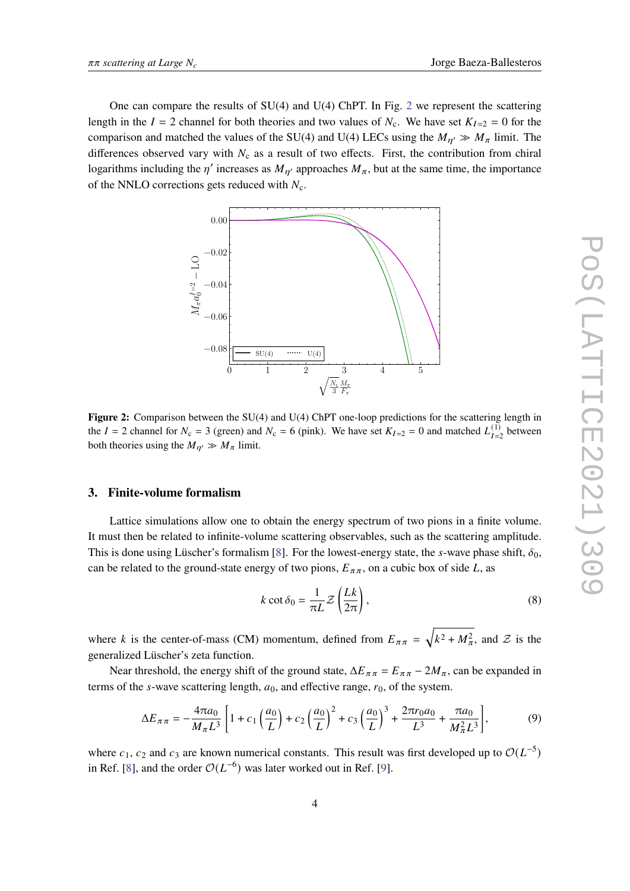One can compare the results of SU(4) and U(4) ChPT. In Fig. 2 we represent the scattering length in the $I = 2$ channel for both theories and two values of $N_c$. We have set $K_{I=2} = 0$ for the comparison and matched the values of the SU(4) and U(4) LECs using the $M_{\eta'} \gg M_\pi$ limit. The differences observed vary with $N_c$ as a result of two effects. First, the contribution from chiral logarithms including the $\eta'$ increases as $M_{\eta'}$ approaches $M_\pi$, but at the same time, the importance of the NNLO corrections gets reduced with $N_c$.

**Figure 2:** Comparison between the SU(4) and U(4) ChPT one-loop predictions for the scattering length in the $I = 2$ channel for $N_c = 3$ (green) and $N_c = 6$ (pink). We have set $K_{I=2} = 0$ and matched $L^{(1)}_{I=2}$ between both theories using the $M_{\eta'} \gg M_\pi$ limit.

## 3. Finite-volume formalism

Lattice simulations allow one to obtain the energy spectrum of two pions in a finite volume. It must then be related to infinite-volume scattering observables, such as the scattering amplitude. This is done using Lüscher's formalism [8]. For the lowest-energy state, the $s$-wave phase shift, $\delta_0$, can be related to the ground-state energy of two pions, $E_{\pi\pi}$, on a cubic box of side $L$, as

$$k \cot \delta_0 = \frac{1}{\pi L} \mathcal{Z}\left(\frac{Lk}{2\pi}\right), \tag{8}$$

where $k$ is the center-of-mass (CM) momentum, defined from $E_{\pi\pi} = \sqrt{k^2 + M_\pi^2}$, and $\mathcal{Z}$ is the generalized Lüscher's zeta function.

Near threshold, the energy shift of the ground state, $\Delta E_{\pi\pi} = E_{\pi\pi} - 2M_\pi$, can be expanded in terms of the $s$-wave scattering length, $a_0$, and effective range, $r_0$, of the system.

$$\Delta E_{\pi\pi} = -\frac{4\pi a_0}{M_\pi L^3}\left[1 + c_1\left(\frac{a_0}{L}\right) + c_2\left(\frac{a_0}{L}\right)^2 + c_3\left(\frac{a_0}{L}\right)^3 + \frac{2\pi r_0 a_0}{L^3} + \frac{\pi a_0}{M_\pi^2 L^3}\right], \tag{9}$$

where $c_1$, $c_2$ and $c_3$ are known numerical constants. This result was first developed up to $\mathcal{O}(L^{-5})$ in Ref. [8], and the order $\mathcal{O}(L^{-6})$ was later worked out in Ref. [9].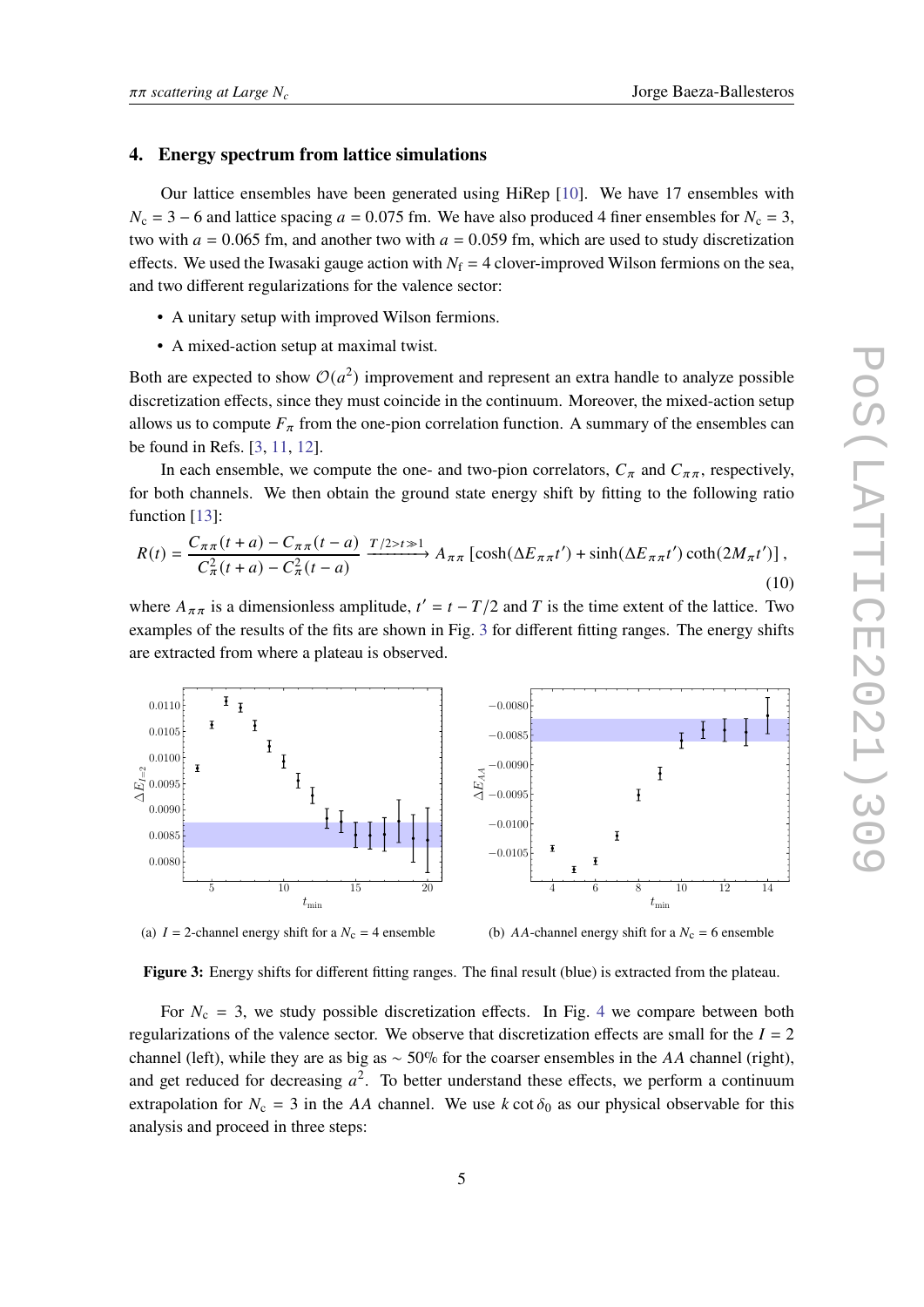## 4. Energy spectrum from lattice simulations

Our lattice ensembles have been generated using HiRep [10]. We have 17 ensembles with $N_c = 3-6$ and lattice spacing $a = 0.075$ fm. We have also produced 4 finer ensembles for $N_c = 3$, two with $a = 0.065$ fm, and another two with $a = 0.059$ fm, which are used to study discretization effects. We used the Iwasaki gauge action with $N_f = 4$ clover-improved Wilson fermions on the sea, and two different regularizations for the valence sector:

- A unitary setup with improved Wilson fermions.
- A mixed-action setup at maximal twist.

Both are expected to show $\mathcal{O}(a^2)$ improvement and represent an extra handle to analyze possible discretization effects, since they must coincide in the continuum. Moreover, the mixed-action setup allows us to compute $F_\pi$ from the one-pion correlation function. A summary of the ensembles can be found in Refs. [3, 11, 12].

In each ensemble, we compute the one- and two-pion correlators, $C_\pi$ and $C_{\pi\pi}$, respectively, for both channels. We then obtain the ground state energy shift by fitting to the following ratio function [13]:

$$R(t) = \frac{C_{\pi\pi}(t+a) - C_{\pi\pi}(t-a)}{C_\pi^2(t+a) - C_\pi^2(t-a)} \xrightarrow{T/2>t\gg 1} A_{\pi\pi}\left[\cosh(\Delta E_{\pi\pi} t') + \sinh(\Delta E_{\pi\pi} t')\coth(2M_\pi t')\right], \tag{10}$$

where $A_{\pi\pi}$ is a dimensionless amplitude, $t' = t - T/2$ and $T$ is the time extent of the lattice. Two examples of the results of the fits are shown in Fig. 3 for different fitting ranges. The energy shifts are extracted from where a plateau is observed.

(a) $I = 2$-channel energy shift for a $N_c = 4$ ensemble

(b) $AA$-channel energy shift for a $N_c = 6$ ensemble

**Figure 3:** Energy shifts for different fitting ranges. The final result (blue) is extracted from the plateau.

For $N_c = 3$, we study possible discretization effects. In Fig. 4 we compare between both regularizations of the valence sector. We observe that discretization effects are small for the $I = 2$ channel (left), while they are as big as $\sim 50\%$ for the coarser ensembles in the $AA$ channel (right), and get reduced for decreasing $a^2$. To better understand these effects, we perform a continuum extrapolation for $N_c = 3$ in the $AA$ channel. We use $k \cot\delta_0$ as our physical observable for this analysis and proceed in three steps: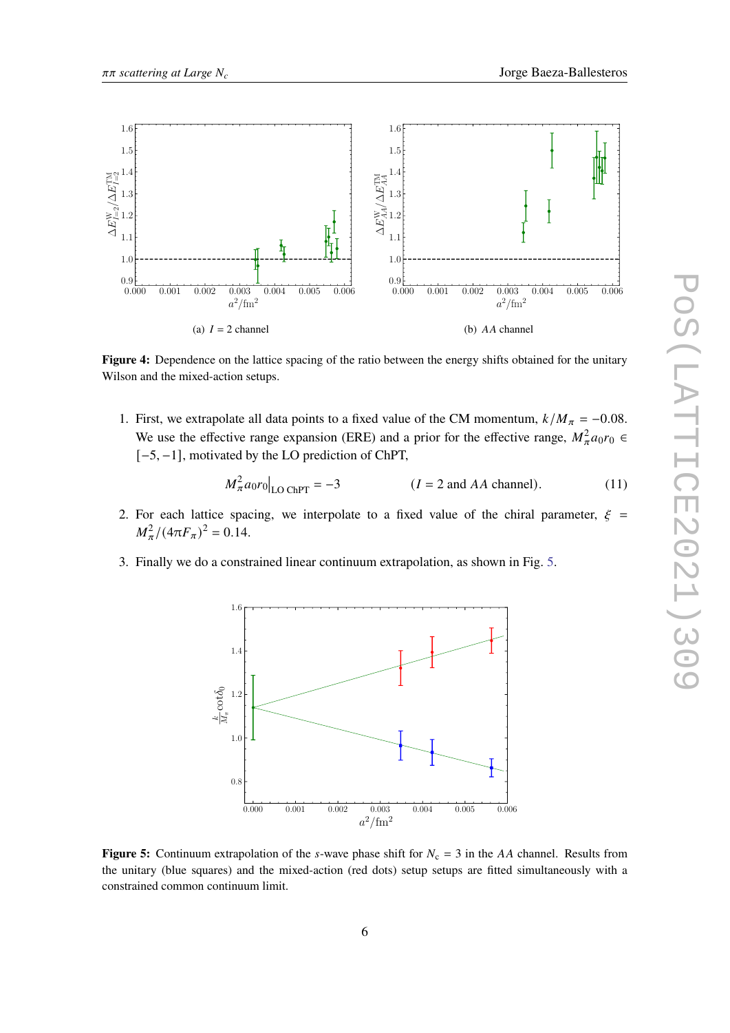(a) $I = 2$ channel

(b) $AA$ channel

**Figure 4:** Dependence on the lattice spacing of the ratio between the energy shifts obtained for the unitary Wilson and the mixed-action setups.

1. First, we extrapolate all data points to a fixed value of the CM momentum, $k/M_\pi = -0.08$. We use the effective range expansion (ERE) and a prior for the effective range, $M_\pi^2 a_0 r_0 \in [-5, -1]$, motivated by the LO prediction of ChPT,

$$M_\pi^2 a_0 r_0\big|_{\text{LO ChPT}} = -3 \qquad (I = 2 \text{ and } AA \text{ channel}). \tag{11}$$

2. For each lattice spacing, we interpolate to a fixed value of the chiral parameter, $\xi = M_\pi^2/(4\pi F_\pi)^2 = 0.14$.
3. Finally we do a constrained linear continuum extrapolation, as shown in Fig. 5.

**Figure 5:** Continuum extrapolation of the $s$-wave phase shift for $N_c = 3$ in the $AA$ channel. Results from the unitary (blue squares) and the mixed-action (red dots) setup setups are fitted simultaneously with a constrained common continuum limit.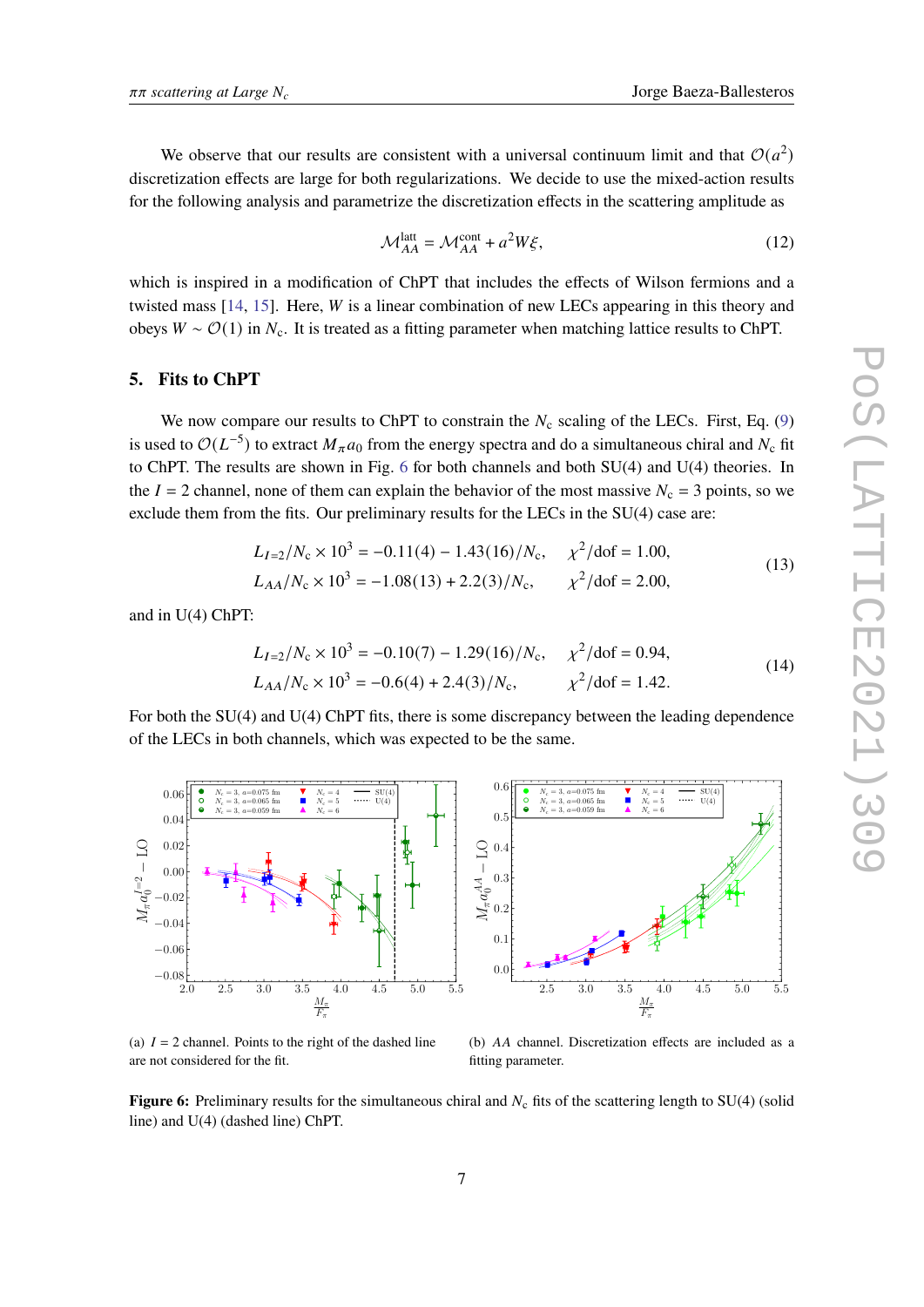We observe that our results are consistent with a universal continuum limit and that $\mathcal{O}(a^2)$ discretization effects are large for both regularizations. We decide to use the mixed-action results for the following analysis and parametrize the discretization effects in the scattering amplitude as

$$\mathcal{M}_{AA}^{\text{latt}} = \mathcal{M}_{AA}^{\text{cont}} + a^2 W \xi, \tag{12}$$

which is inspired in a modification of ChPT that includes the effects of Wilson fermions and a twisted mass [14, 15]. Here, $W$ is a linear combination of new LECs appearing in this theory and obeys $W \sim \mathcal{O}(1)$ in $N_c$. It is treated as a fitting parameter when matching lattice results to ChPT.

## 5. Fits to ChPT

We now compare our results to ChPT to constrain the $N_c$ scaling of the LECs. First, Eq. (9) is used to $\mathcal{O}(L^{-5})$ to extract $M_\pi a_0$ from the energy spectra and do a simultaneous chiral and $N_c$ fit to ChPT. The results are shown in Fig. 6 for both channels and both SU(4) and U(4) theories. In the $I = 2$ channel, none of them can explain the behavior of the most massive $N_c = 3$ points, so we exclude them from the fits. Our preliminary results for the LECs in the SU(4) case are:

$$\begin{aligned} L_{I=2}/N_c \times 10^3 &= -0.11(4) - 1.43(16)/N_c, \qquad \chi^2/\text{dof} = 1.00, \\ L_{AA}/N_c \times 10^3 &= -1.08(13) + 2.2(3)/N_c, \qquad \chi^2/\text{dof} = 2.00, \end{aligned} \tag{13}$$

and in U(4) ChPT:

$$\begin{aligned} L_{I=2}/N_c \times 10^3 &= -0.10(7) - 1.29(16)/N_c, \qquad \chi^2/\text{dof} = 0.94, \\ L_{AA}/N_c \times 10^3 &= -0.6(4) + 2.4(3)/N_c, \qquad \chi^2/\text{dof} = 1.42. \end{aligned} \tag{14}$$

For both the SU(4) and U(4) ChPT fits, there is some discrepancy between the leading dependence of the LECs in both channels, which was expected to be the same.

(a) $I = 2$ channel. Points to the right of the dashed line are not considered for the fit.

(b) $AA$ channel. Discretization effects are included as a fitting parameter.

**Figure 6:** Preliminary results for the simultaneous chiral and $N_c$ fits of the scattering length to SU(4) (solid line) and U(4) (dashed line) ChPT.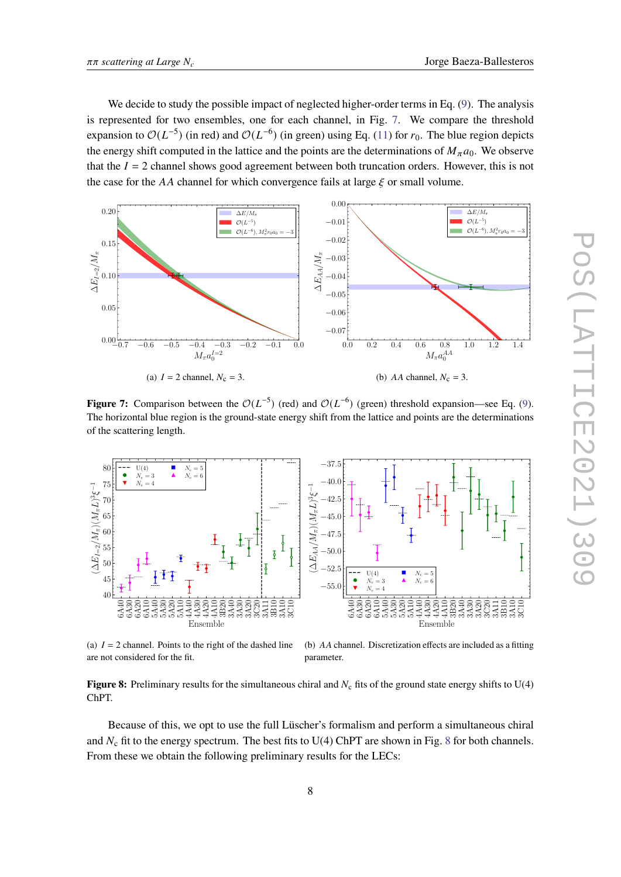We decide to study the possible impact of neglected higher-order terms in Eq. (9). The analysis is represented for two ensembles, one for each channel, in Fig. 7. We compare the threshold expansion to $\mathcal{O}(L^{-5})$ (in red) and $\mathcal{O}(L^{-6})$ (in green) using Eq. (11) for $r_0$. The blue region depicts the energy shift computed in the lattice and the points are the determinations of $M_\pi a_0$. We observe that the $I = 2$ channel shows good agreement between both truncation orders. However, this is not the case for the $AA$ channel for which convergence fails at large $\xi$ or small volume.

(a) $I = 2$ channel, $N_c = 3$.

(b) $AA$ channel, $N_c = 3$.

**Figure 7:** Comparison between the $\mathcal{O}(L^{-5})$ (red) and $\mathcal{O}(L^{-6})$ (green) threshold expansion—see Eq. (9). The horizontal blue region is the ground-state energy shift from the lattice and points are the determinations of the scattering length.

(a) $I = 2$ channel. Points to the right of the dashed line are not considered for the fit.

(b) $AA$ channel. Discretization effects are included as a fitting parameter.

**Figure 8:** Preliminary results for the simultaneous chiral and $N_c$ fits of the ground state energy shifts to U(4) ChPT.

Because of this, we opt to use the full Lüscher's formalism and perform a simultaneous chiral and $N_c$ fit to the energy spectrum. The best fits to U(4) ChPT are shown in Fig. 8 for both channels. From these we obtain the following preliminary results for the LECs: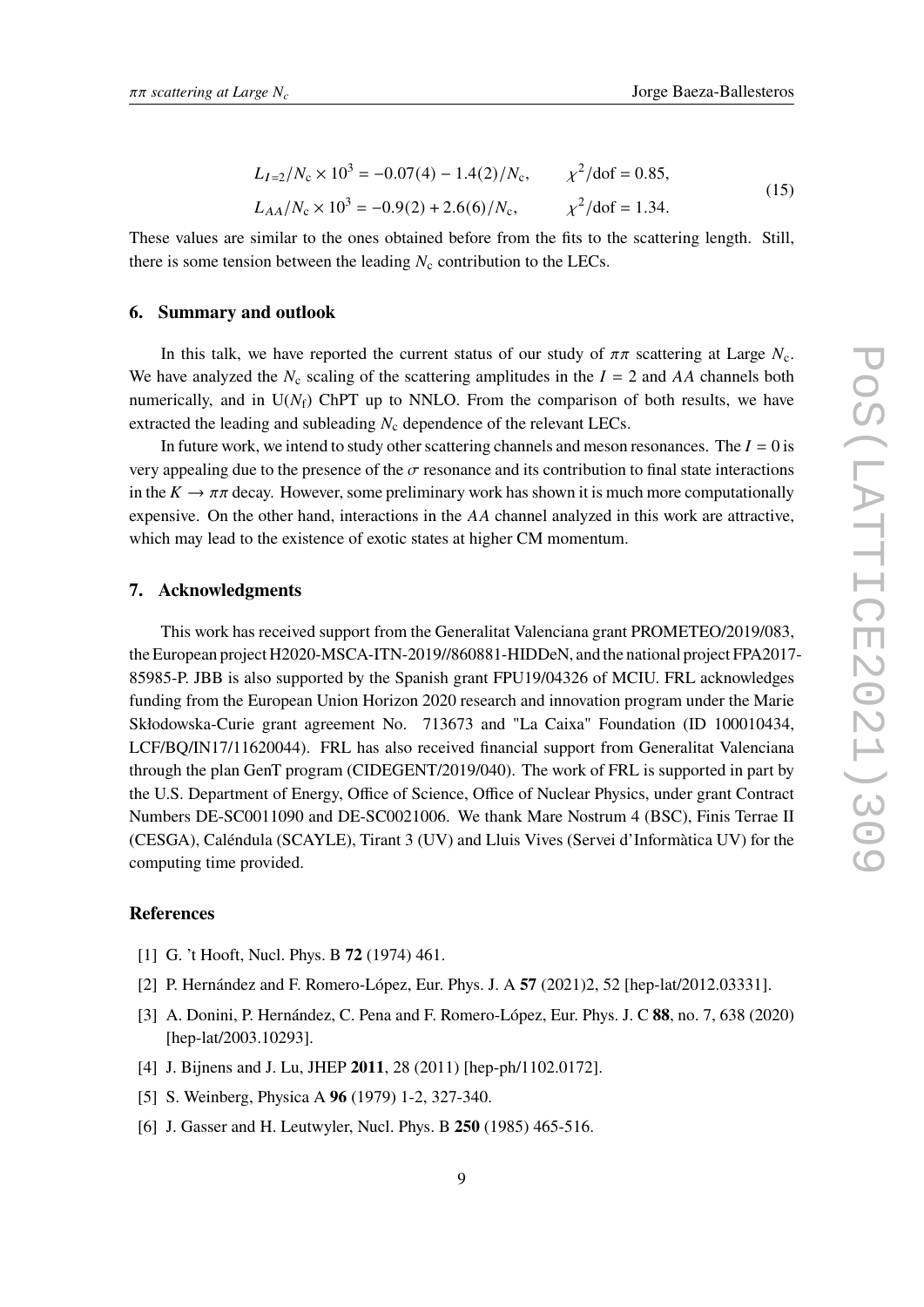$$
\begin{aligned}
L_{I=2}/N_c \times 10^3 &= -0.07(4) - 1.4(2)/N_c, \qquad \chi^2/\text{dof} = 0.85, \\
L_{AA}/N_c \times 10^3 &= -0.9(2) + 2.6(6)/N_c, \qquad \chi^2/\text{dof} = 1.34.
\end{aligned}
\tag{15}
$$

These values are similar to the ones obtained before from the fits to the scattering length. Still, there is some tension between the leading $N_c$ contribution to the LECs.

## 6. Summary and outlook

In this talk, we have reported the current status of our study of $\pi\pi$ scattering at Large $N_c$. We have analyzed the $N_c$ scaling of the scattering amplitudes in the $I = 2$ and $AA$ channels both numerically, and in $U(N_f)$ ChPT up to NNLO. From the comparison of both results, we have extracted the leading and subleading $N_c$ dependence of the relevant LECs.

In future work, we intend to study other scattering channels and meson resonances. The $I = 0$ is very appealing due to the presence of the $\sigma$ resonance and its contribution to final state interactions in the $K \to \pi\pi$ decay. However, some preliminary work has shown it is much more computationally expensive. On the other hand, interactions in the $AA$ channel analyzed in this work are attractive, which may lead to the existence of exotic states at higher CM momentum.

## 7. Acknowledgments

This work has received support from the Generalitat Valenciana grant PROMETEO/2019/083, the European project H2020-MSCA-ITN-2019//860881-HIDDeN, and the national project FPA2017-85985-P. JBB is also supported by the Spanish grant FPU19/04326 of MCIU. FRL acknowledges funding from the European Union Horizon 2020 research and innovation program under the Marie Skłodowska-Curie grant agreement No. 713673 and "La Caixa" Foundation (ID 100010434, LCF/BQ/IN17/11620044). FRL has also received financial support from Generalitat Valenciana through the plan GenT program (CIDEGENT/2019/040). The work of FRL is supported in part by the U.S. Department of Energy, Office of Science, Office of Nuclear Physics, under grant Contract Numbers DE-SC0011090 and DE-SC0021006. We thank Mare Nostrum 4 (BSC), Finis Terrae II (CESGA), Caléndula (SCAYLE), Tirant 3 (UV) and Lluis Vives (Servei d'Informàtica UV) for the computing time provided.

## References

[1] G. 't Hooft, Nucl. Phys. B **72** (1974) 461.

[2] P. Hernández and F. Romero-López, Eur. Phys. J. A **57** (2021)2, 52 [hep-lat/2012.03331].

[3] A. Donini, P. Hernández, C. Pena and F. Romero-López, Eur. Phys. J. C **88**, no. 7, 638 (2020) [hep-lat/2003.10293].

[4] J. Bijnens and J. Lu, JHEP **2011**, 28 (2011) [hep-ph/1102.0172].

[5] S. Weinberg, Physica A **96** (1979) 1-2, 327-340.

[6] J. Gasser and H. Leutwyler, Nucl. Phys. B **250** (1985) 465-516.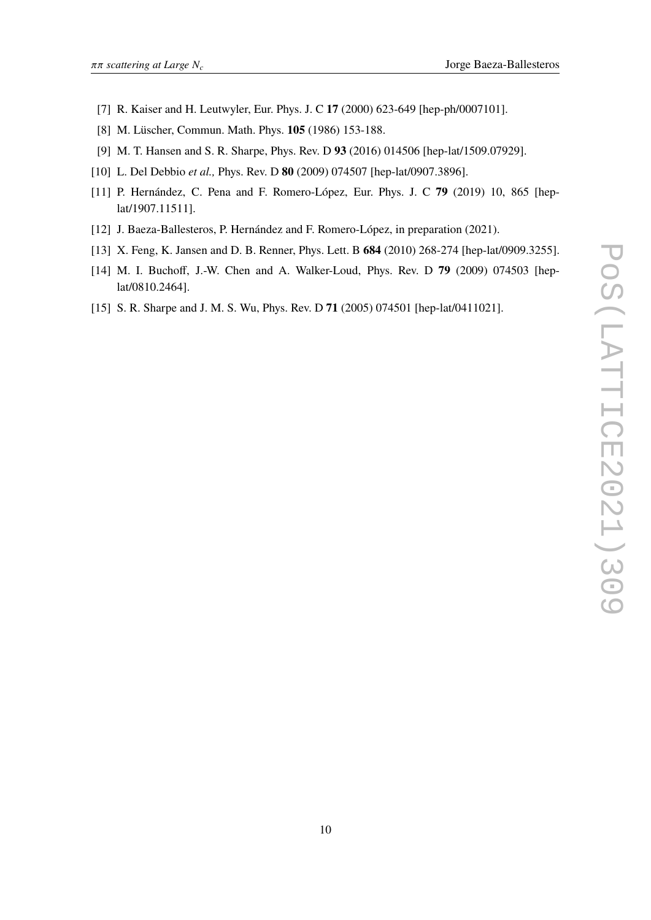[7] R. Kaiser and H. Leutwyler, Eur. Phys. J. C **17** (2000) 623-649 [hep-ph/0007101].

[8] M. Lüscher, Commun. Math. Phys. **105** (1986) 153-188.

[9] M. T. Hansen and S. R. Sharpe, Phys. Rev. D **93** (2016) 014506 [hep-lat/1509.07929].

[10] L. Del Debbio *et al.,* Phys. Rev. D **80** (2009) 074507 [hep-lat/0907.3896].

[11] P. Hernández, C. Pena and F. Romero-López, Eur. Phys. J. C **79** (2019) 10, 865 [hep-lat/1907.11511].

[12] J. Baeza-Ballesteros, P. Hernández and F. Romero-López, in preparation (2021).

[13] X. Feng, K. Jansen and D. B. Renner, Phys. Lett. B **684** (2010) 268-274 [hep-lat/0909.3255].

[14] M. I. Buchoff, J.-W. Chen and A. Walker-Loud, Phys. Rev. D **79** (2009) 074503 [hep-lat/0810.2464].

[15] S. R. Sharpe and J. M. S. Wu, Phys. Rev. D **71** (2005) 074501 [hep-lat/0411021].